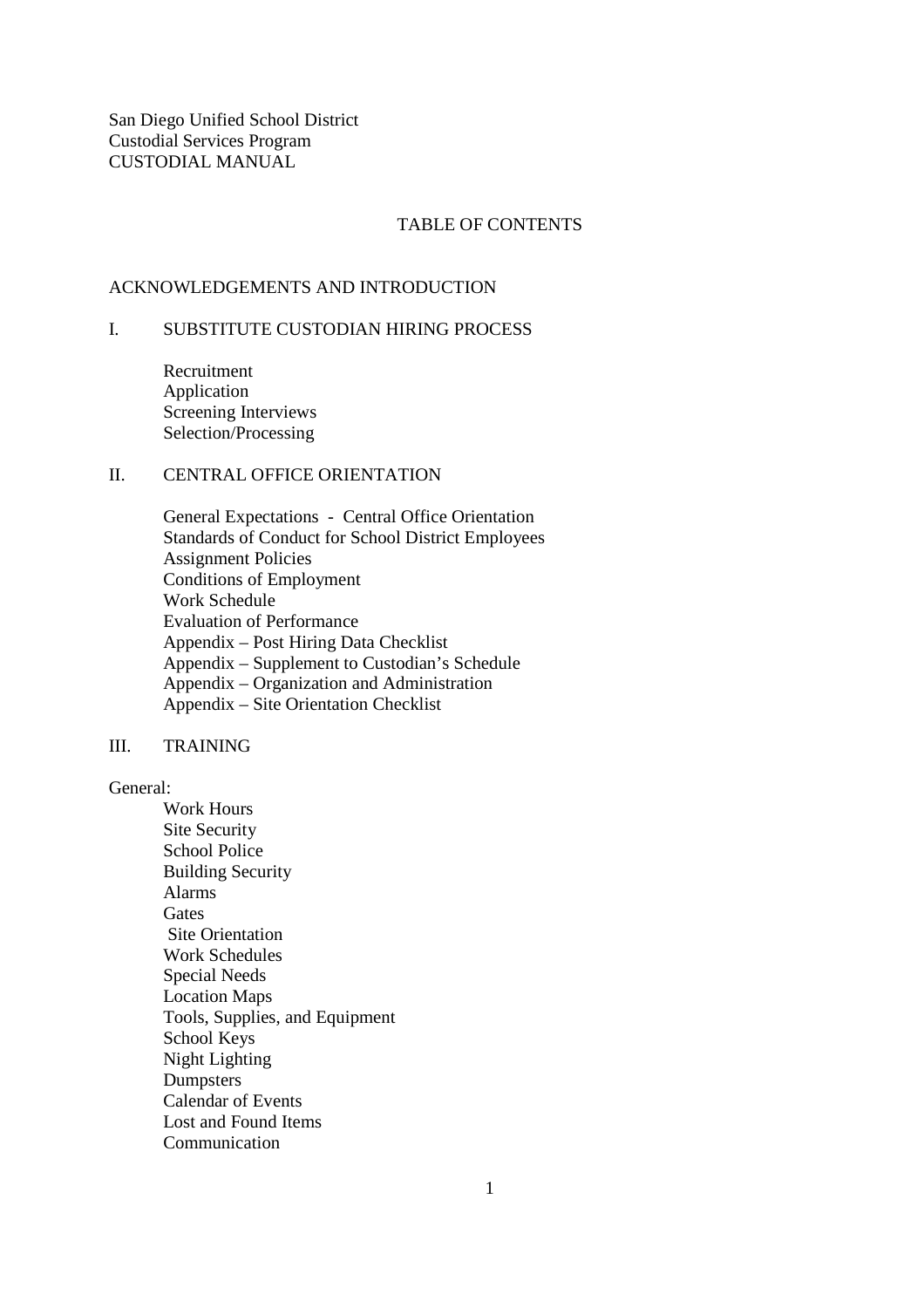San Diego Unified School District
Custodial Services Program
CUSTODIAL MANUAL

# TABLE OF CONTENTS

ACKNOWLEDGEMENTS AND INTRODUCTION

## I. SUBSTITUTE CUSTODIAN HIRING PROCESS

- Recruitment
- Application
- Screening Interviews
- Selection/Processing

## II. CENTRAL OFFICE ORIENTATION

- General Expectations - Central Office Orientation
- Standards of Conduct for School District Employees
- Assignment Policies
- Conditions of Employment
- Work Schedule
- Evaluation of Performance
- Appendix – Post Hiring Data Checklist
- Appendix – Supplement to Custodian's Schedule
- Appendix – Organization and Administration
- Appendix – Site Orientation Checklist

## III. TRAINING

General:

- Work Hours
- Site Security
- School Police
- Building Security
- Alarms
- Gates
- Site Orientation
- Work Schedules
- Special Needs
- Location Maps
- Tools, Supplies, and Equipment
- School Keys
- Night Lighting
- Dumpsters
- Calendar of Events
- Lost and Found Items
- Communication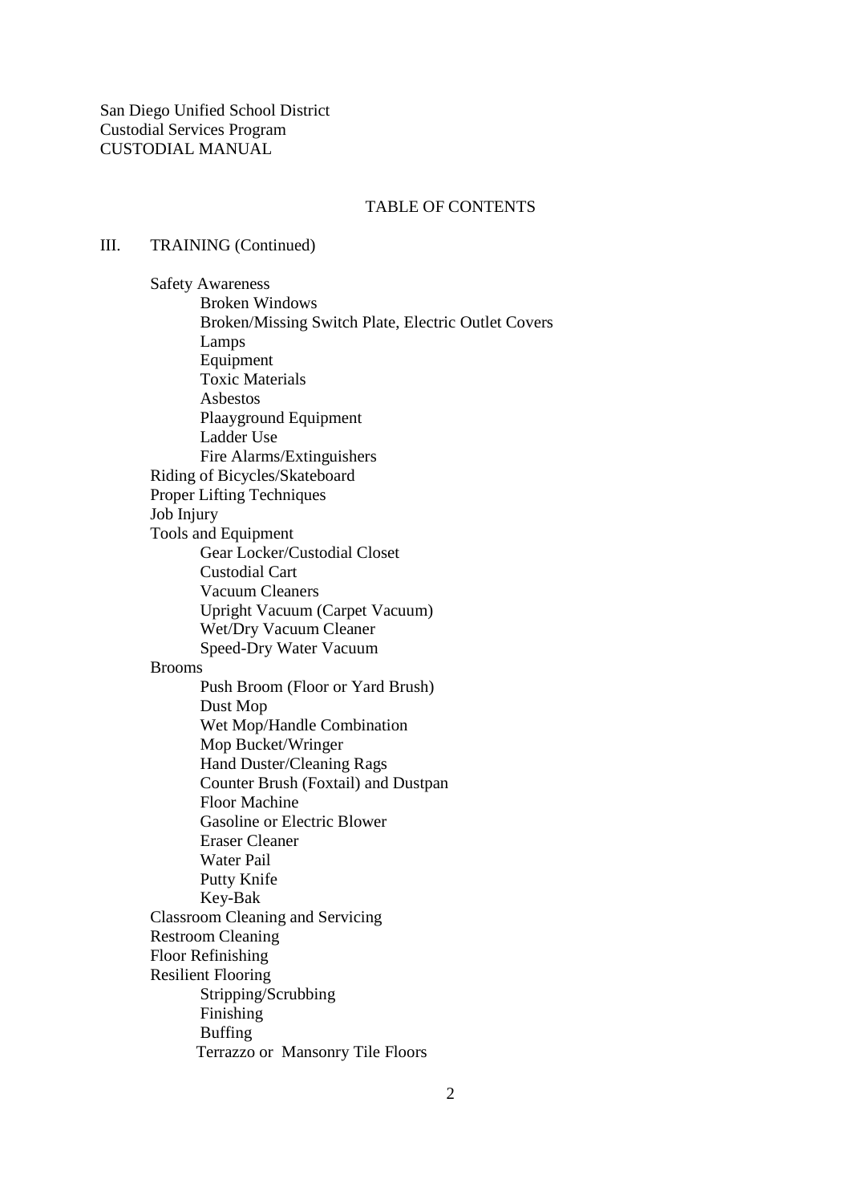San Diego Unified School District
Custodial Services Program
CUSTODIAL MANUAL

TABLE OF CONTENTS

III. TRAINING (Continued)

- Safety Awareness
  - Broken Windows
  - Broken/Missing Switch Plate, Electric Outlet Covers
  - Lamps
  - Equipment
  - Toxic Materials
  - Asbestos
  - Plaayground Equipment
  - Ladder Use
  - Fire Alarms/Extinguishers
- Riding of Bicycles/Skateboard
- Proper Lifting Techniques
- Job Injury
- Tools and Equipment
  - Gear Locker/Custodial Closet
  - Custodial Cart
  - Vacuum Cleaners
  - Upright Vacuum (Carpet Vacuum)
  - Wet/Dry Vacuum Cleaner
  - Speed-Dry Water Vacuum
- Brooms
  - Push Broom (Floor or Yard Brush)
  - Dust Mop
  - Wet Mop/Handle Combination
  - Mop Bucket/Wringer
  - Hand Duster/Cleaning Rags
  - Counter Brush (Foxtail) and Dustpan
  - Floor Machine
  - Gasoline or Electric Blower
  - Eraser Cleaner
  - Water Pail
  - Putty Knife
  - Key-Bak
- Classroom Cleaning and Servicing
- Restroom Cleaning
- Floor Refinishing
- Resilient Flooring
  - Stripping/Scrubbing
  - Finishing
  - Buffing
  - Terrazzo or Mansonry Tile Floors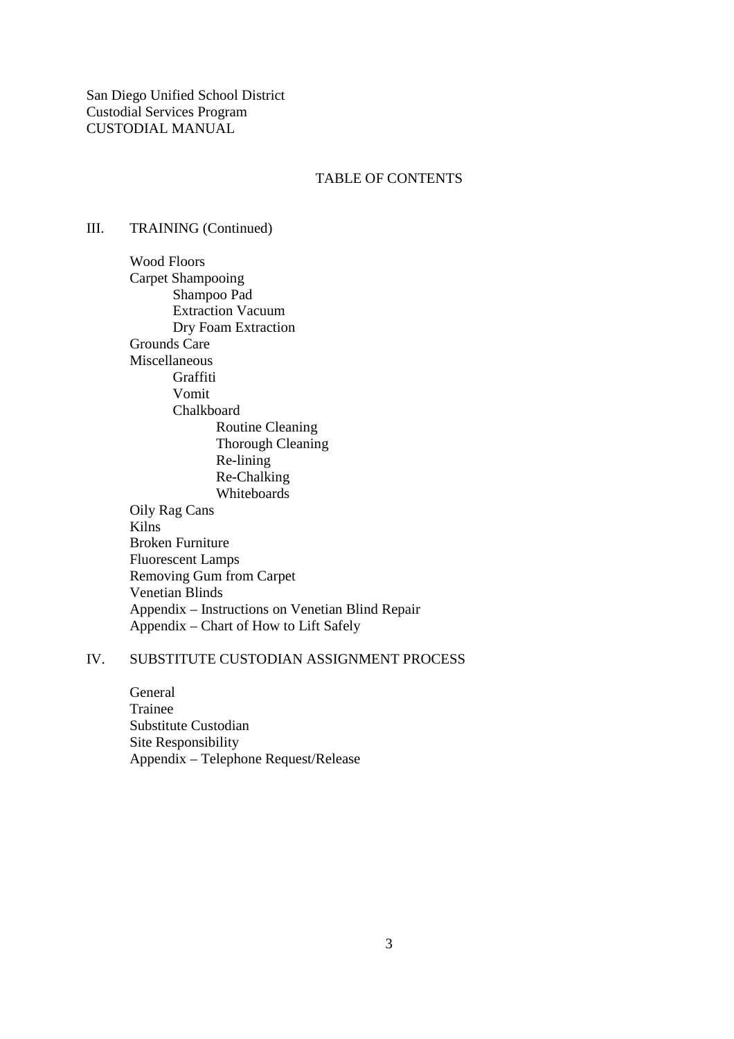San Diego Unified School District
Custodial Services Program
CUSTODIAL MANUAL

## TABLE OF CONTENTS

III. TRAINING (Continued)

- Wood Floors
- Carpet Shampooing
  - Shampoo Pad
  - Extraction Vacuum
  - Dry Foam Extraction
- Grounds Care
- Miscellaneous
  - Graffiti
  - Vomit
  - Chalkboard
    - Routine Cleaning
    - Thorough Cleaning
    - Re-lining
    - Re-Chalking
    - Whiteboards
- Oily Rag Cans
- Kilns
- Broken Furniture
- Fluorescent Lamps
- Removing Gum from Carpet
- Venetian Blinds
- Appendix – Instructions on Venetian Blind Repair
- Appendix – Chart of How to Lift Safely

IV. SUBSTITUTE CUSTODIAN ASSIGNMENT PROCESS

- General
- Trainee
- Substitute Custodian
- Site Responsibility
- Appendix – Telephone Request/Release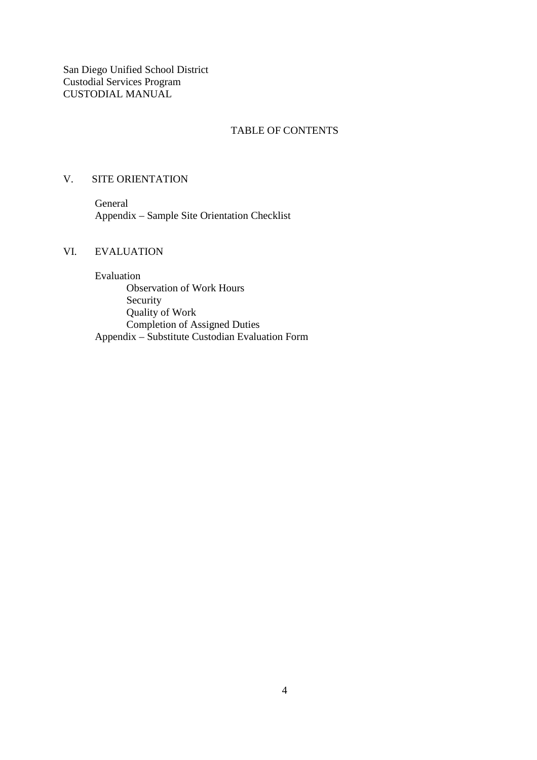San Diego Unified School District
Custodial Services Program
CUSTODIAL MANUAL

## TABLE OF CONTENTS

### V. SITE ORIENTATION

- General
- Appendix – Sample Site Orientation Checklist

### VI. EVALUATION

- Evaluation
  - Observation of Work Hours
  - Security
  - Quality of Work
  - Completion of Assigned Duties
- Appendix – Substitute Custodian Evaluation Form